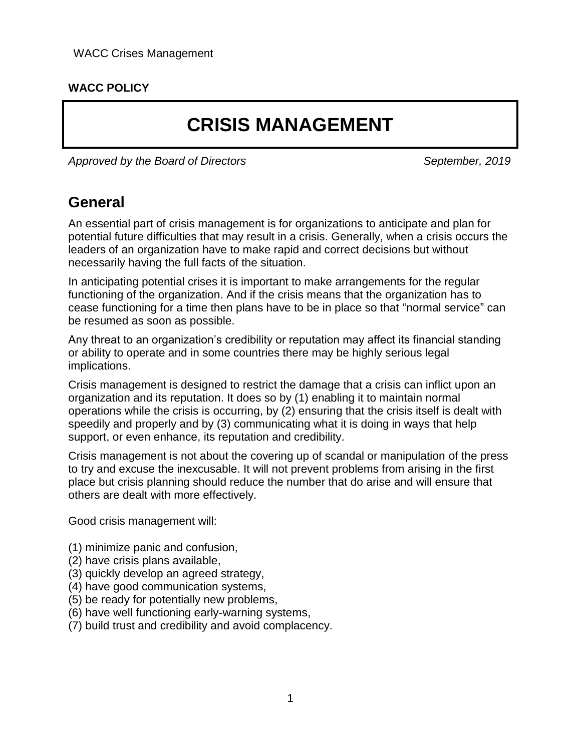**WACC POLICY**

# CRISIS MANAGEMENT

*Approved by the Board of Directors* *September, 2019*

## General

An essential part of crisis management is for organizations to anticipate and plan for potential future difficulties that may result in a crisis. Generally, when a crisis occurs the leaders of an organization have to make rapid and correct decisions but without necessarily having the full facts of the situation.

In anticipating potential crises it is important to make arrangements for the regular functioning of the organization. And if the crisis means that the organization has to cease functioning for a time then plans have to be in place so that "normal service" can be resumed as soon as possible.

Any threat to an organization's credibility or reputation may affect its financial standing or ability to operate and in some countries there may be highly serious legal implications.

Crisis management is designed to restrict the damage that a crisis can inflict upon an organization and its reputation. It does so by (1) enabling it to maintain normal operations while the crisis is occurring, by (2) ensuring that the crisis itself is dealt with speedily and properly and by (3) communicating what it is doing in ways that help support, or even enhance, its reputation and credibility.

Crisis management is not about the covering up of scandal or manipulation of the press to try and excuse the inexcusable. It will not prevent problems from arising in the first place but crisis planning should reduce the number that do arise and will ensure that others are dealt with more effectively.

Good crisis management will:

(1) minimize panic and confusion,
(2) have crisis plans available,
(3) quickly develop an agreed strategy,
(4) have good communication systems,
(5) be ready for potentially new problems,
(6) have well functioning early-warning systems,
(7) build trust and credibility and avoid complacency.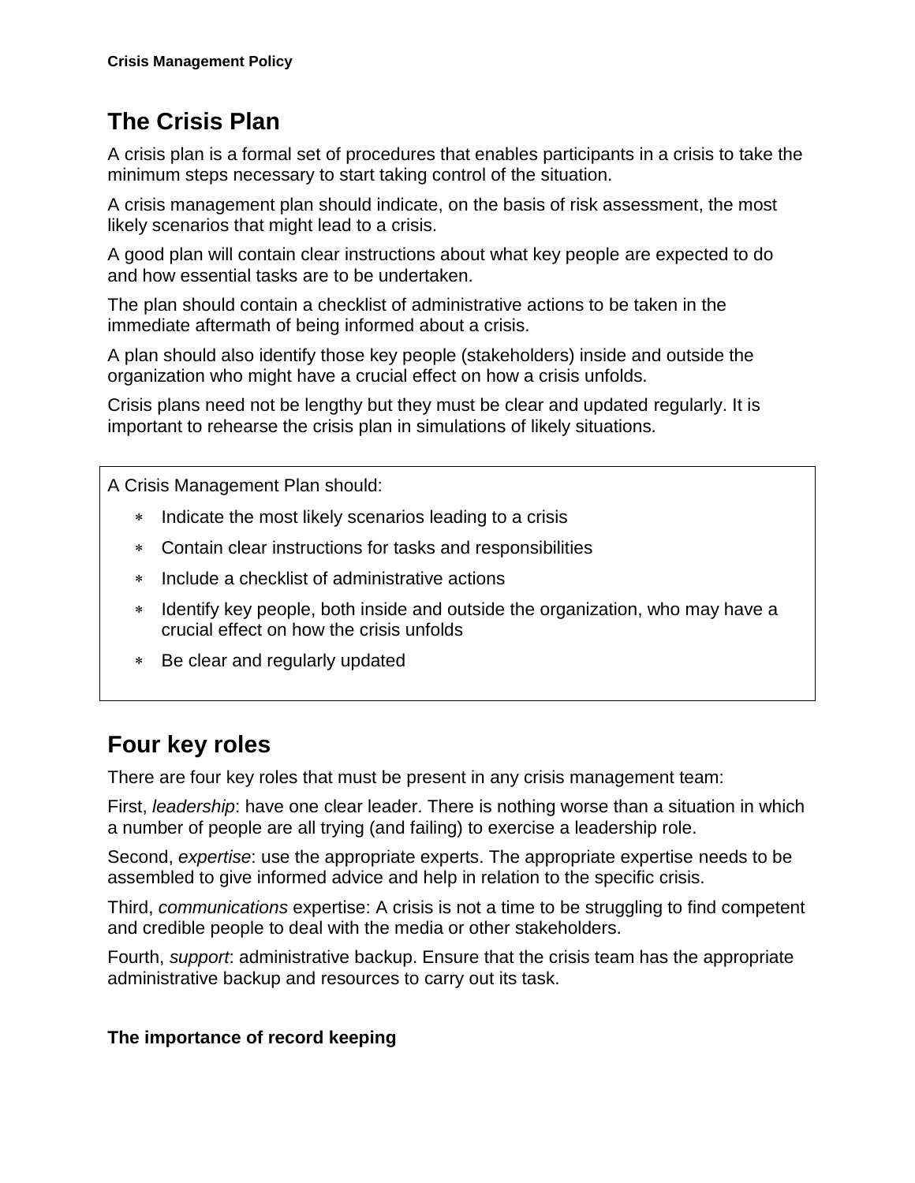## The Crisis Plan

A crisis plan is a formal set of procedures that enables participants in a crisis to take the minimum steps necessary to start taking control of the situation.

A crisis management plan should indicate, on the basis of risk assessment, the most likely scenarios that might lead to a crisis.

A good plan will contain clear instructions about what key people are expected to do and how essential tasks are to be undertaken.

The plan should contain a checklist of administrative actions to be taken in the immediate aftermath of being informed about a crisis.

A plan should also identify those key people (stakeholders) inside and outside the organization who might have a crucial effect on how a crisis unfolds.

Crisis plans need not be lengthy but they must be clear and updated regularly. It is important to rehearse the crisis plan in simulations of likely situations.

A Crisis Management Plan should:

- Indicate the most likely scenarios leading to a crisis
- Contain clear instructions for tasks and responsibilities
- Include a checklist of administrative actions
- Identify key people, both inside and outside the organization, who may have a crucial effect on how the crisis unfolds
- Be clear and regularly updated

## Four key roles

There are four key roles that must be present in any crisis management team:

First, *leadership*: have one clear leader. There is nothing worse than a situation in which a number of people are all trying (and failing) to exercise a leadership role.

Second, *expertise*: use the appropriate experts. The appropriate expertise needs to be assembled to give informed advice and help in relation to the specific crisis.

Third, *communications* expertise: A crisis is not a time to be struggling to find competent and credible people to deal with the media or other stakeholders.

Fourth, *support*: administrative backup. Ensure that the crisis team has the appropriate administrative backup and resources to carry out its task.

### The importance of record keeping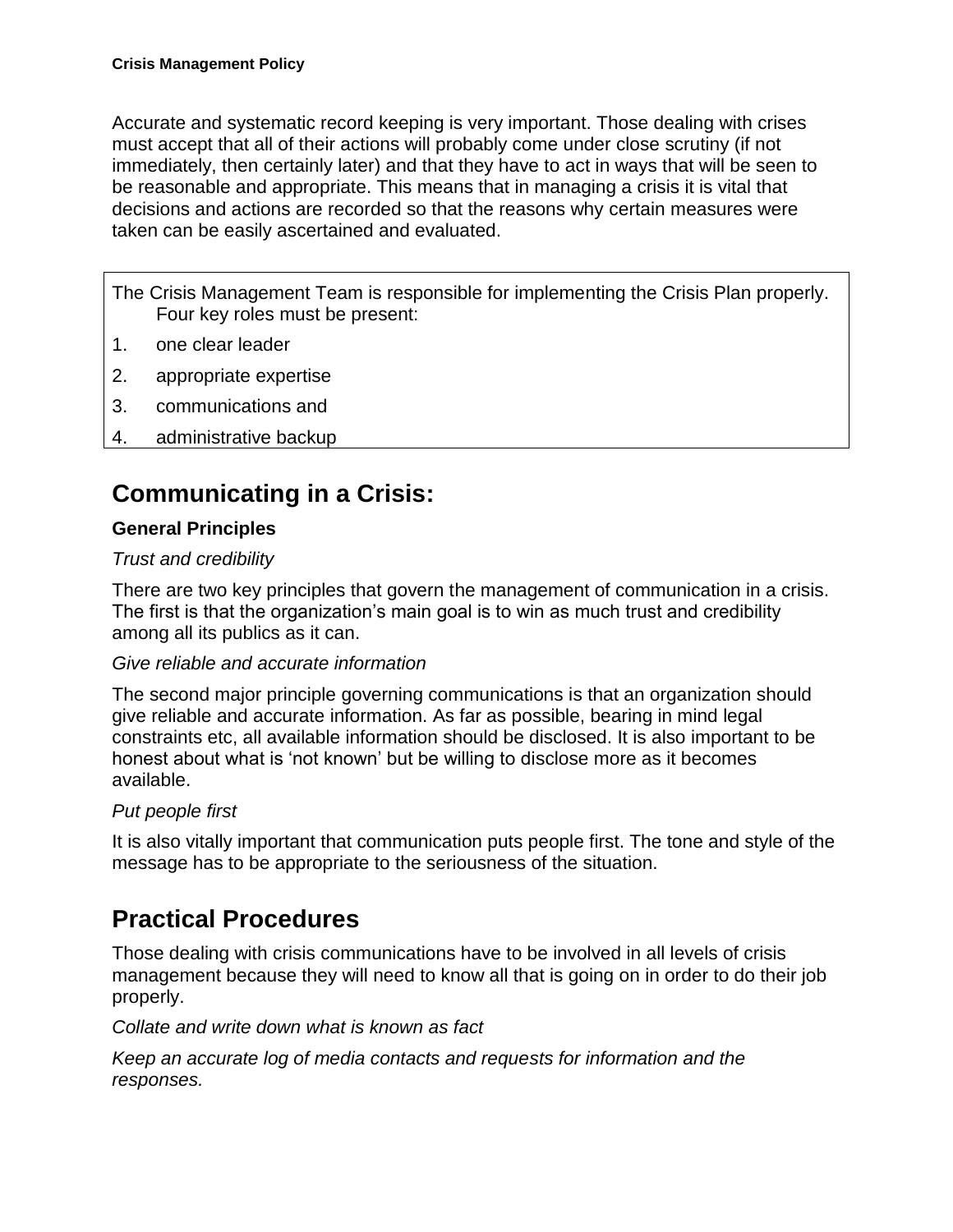Accurate and systematic record keeping is very important. Those dealing with crises must accept that all of their actions will probably come under close scrutiny (if not immediately, then certainly later) and that they have to act in ways that will be seen to be reasonable and appropriate. This means that in managing a crisis it is vital that decisions and actions are recorded so that the reasons why certain measures were taken can be easily ascertained and evaluated.

The Crisis Management Team is responsible for implementing the Crisis Plan properly. Four key roles must be present:

1. one clear leader
2. appropriate expertise
3. communications and
4. administrative backup

## Communicating in a Crisis:

### General Principles

*Trust and credibility*

There are two key principles that govern the management of communication in a crisis. The first is that the organization's main goal is to win as much trust and credibility among all its publics as it can.

*Give reliable and accurate information*

The second major principle governing communications is that an organization should give reliable and accurate information. As far as possible, bearing in mind legal constraints etc, all available information should be disclosed. It is also important to be honest about what is 'not known' but be willing to disclose more as it becomes available.

*Put people first*

It is also vitally important that communication puts people first. The tone and style of the message has to be appropriate to the seriousness of the situation.

## Practical Procedures

Those dealing with crisis communications have to be involved in all levels of crisis management because they will need to know all that is going on in order to do their job properly.

*Collate and write down what is known as fact*

*Keep an accurate log of media contacts and requests for information and the responses.*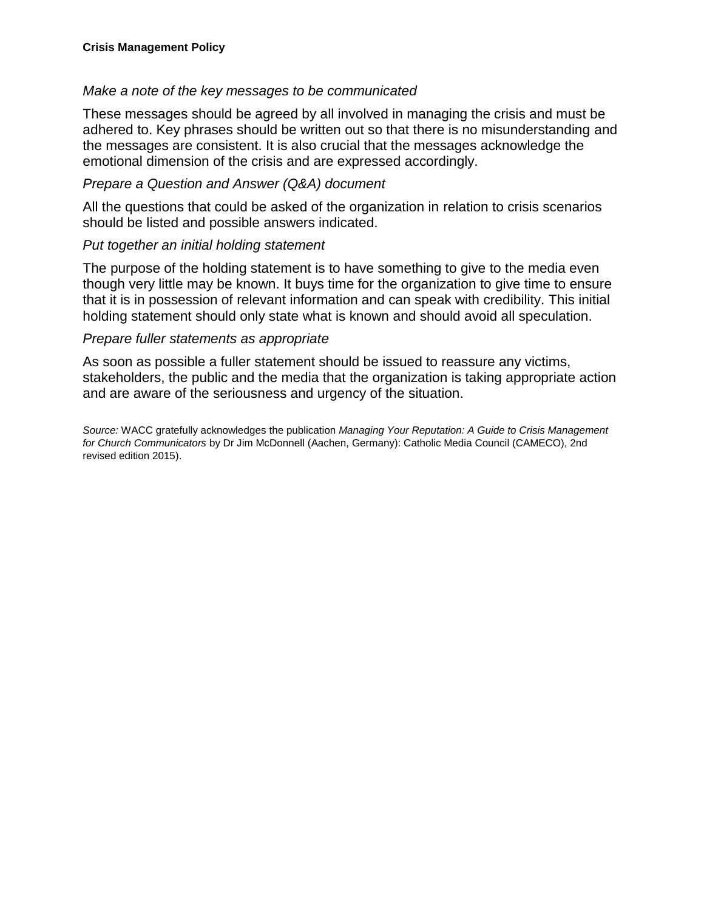*Make a note of the key messages to be communicated*

These messages should be agreed by all involved in managing the crisis and must be adhered to. Key phrases should be written out so that there is no misunderstanding and the messages are consistent. It is also crucial that the messages acknowledge the emotional dimension of the crisis and are expressed accordingly.

*Prepare a Question and Answer (Q&A) document*

All the questions that could be asked of the organization in relation to crisis scenarios should be listed and possible answers indicated.

*Put together an initial holding statement*

The purpose of the holding statement is to have something to give to the media even though very little may be known. It buys time for the organization to give time to ensure that it is in possession of relevant information and can speak with credibility. This initial holding statement should only state what is known and should avoid all speculation.

*Prepare fuller statements as appropriate*

As soon as possible a fuller statement should be issued to reassure any victims, stakeholders, the public and the media that the organization is taking appropriate action and are aware of the seriousness and urgency of the situation.

*Source:* WACC gratefully acknowledges the publication *Managing Your Reputation: A Guide to Crisis Management for Church Communicators* by Dr Jim McDonnell (Aachen, Germany): Catholic Media Council (CAMECO), 2nd revised edition 2015).